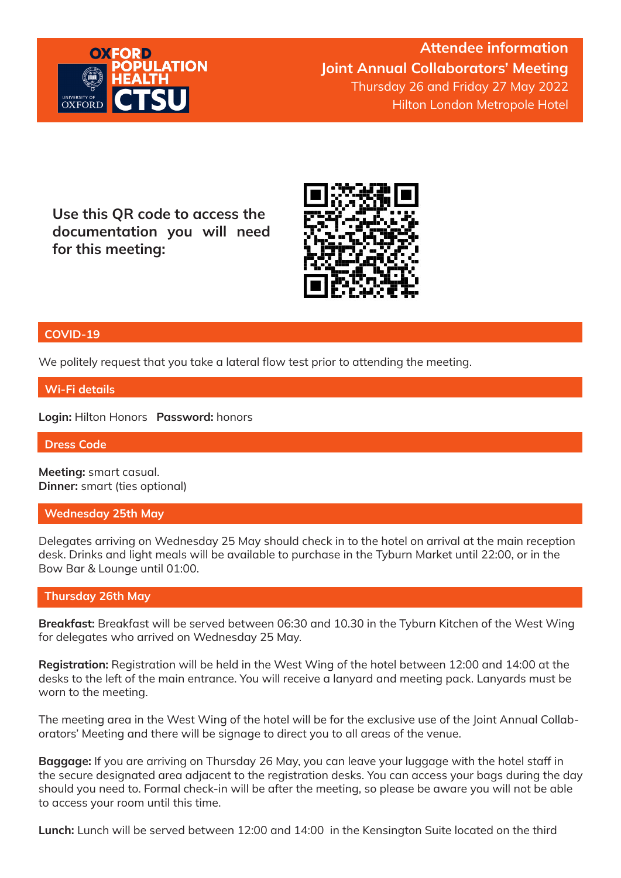OXFORD POPULATION HEALTH CTSU

UNIVERSITY OF OXFORD

# Attendee information

## Joint Annual Collaborators' Meeting

Thursday 26 and Friday 27 May 2022

Hilton London Metropole Hotel

**Use this QR code to access the documentation you will need for this meeting:**

## COVID-19

We politely request that you take a lateral flow test prior to attending the meeting.

## Wi-Fi details

**Login:** Hilton Honors **Password:** honors

## Dress Code

**Meeting:** smart casual.
**Dinner:** smart (ties optional)

## Wednesday 25th May

Delegates arriving on Wednesday 25 May should check in to the hotel on arrival at the main reception desk. Drinks and light meals will be available to purchase in the Tyburn Market until 22:00, or in the Bow Bar & Lounge until 01:00.

## Thursday 26th May

**Breakfast:** Breakfast will be served between 06:30 and 10.30 in the Tyburn Kitchen of the West Wing for delegates who arrived on Wednesday 25 May.

**Registration:** Registration will be held in the West Wing of the hotel between 12:00 and 14:00 at the desks to the left of the main entrance. You will receive a lanyard and meeting pack. Lanyards must be worn to the meeting.

The meeting area in the West Wing of the hotel will be for the exclusive use of the Joint Annual Collaborators' Meeting and there will be signage to direct you to all areas of the venue.

**Baggage:** If you are arriving on Thursday 26 May, you can leave your luggage with the hotel staff in the secure designated area adjacent to the registration desks. You can access your bags during the day should you need to. Formal check-in will be after the meeting, so please be aware you will not be able to access your room until this time.

**Lunch:** Lunch will be served between 12:00 and 14:00 in the Kensington Suite located on the third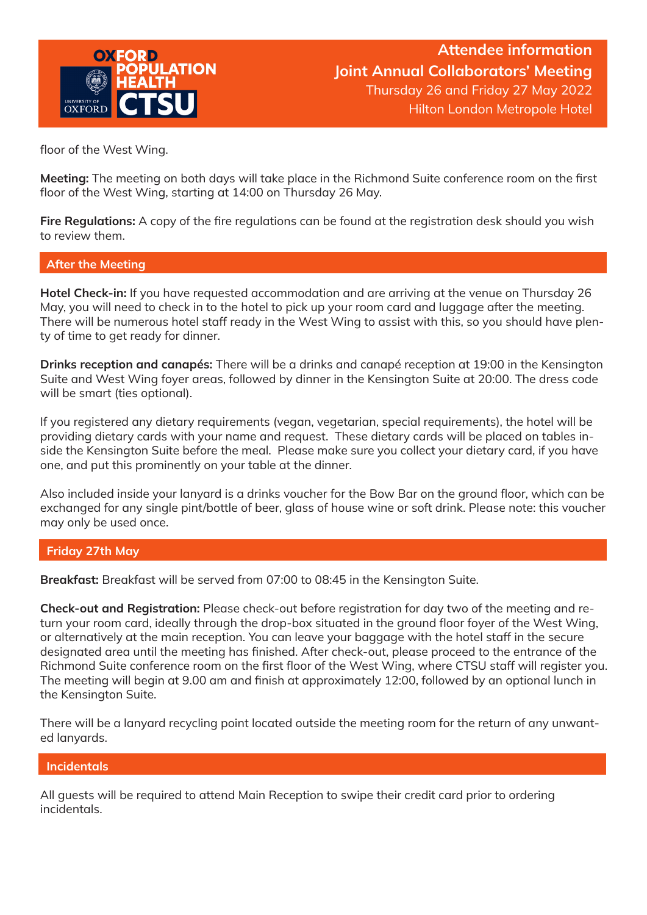floor of the West Wing.

**Meeting:** The meeting on both days will take place in the Richmond Suite conference room on the first floor of the West Wing, starting at 14:00 on Thursday 26 May.

**Fire Regulations:** A copy of the fire regulations can be found at the registration desk should you wish to review them.

## After the Meeting

**Hotel Check-in:** If you have requested accommodation and are arriving at the venue on Thursday 26 May, you will need to check in to the hotel to pick up your room card and luggage after the meeting. There will be numerous hotel staff ready in the West Wing to assist with this, so you should have plenty of time to get ready for dinner.

**Drinks reception and canapés:** There will be a drinks and canapé reception at 19:00 in the Kensington Suite and West Wing foyer areas, followed by dinner in the Kensington Suite at 20:00. The dress code will be smart (ties optional).

If you registered any dietary requirements (vegan, vegetarian, special requirements), the hotel will be providing dietary cards with your name and request. These dietary cards will be placed on tables inside the Kensington Suite before the meal. Please make sure you collect your dietary card, if you have one, and put this prominently on your table at the dinner.

Also included inside your lanyard is a drinks voucher for the Bow Bar on the ground floor, which can be exchanged for any single pint/bottle of beer, glass of house wine or soft drink. Please note: this voucher may only be used once.

## Friday 27th May

**Breakfast:** Breakfast will be served from 07:00 to 08:45 in the Kensington Suite.

**Check-out and Registration:** Please check-out before registration for day two of the meeting and return your room card, ideally through the drop-box situated in the ground floor foyer of the West Wing, or alternatively at the main reception. You can leave your baggage with the hotel staff in the secure designated area until the meeting has finished. After check-out, please proceed to the entrance of the Richmond Suite conference room on the first floor of the West Wing, where CTSU staff will register you. The meeting will begin at 9.00 am and finish at approximately 12:00, followed by an optional lunch in the Kensington Suite.

There will be a lanyard recycling point located outside the meeting room for the return of any unwanted lanyards.

## Incidentals

All guests will be required to attend Main Reception to swipe their credit card prior to ordering incidentals.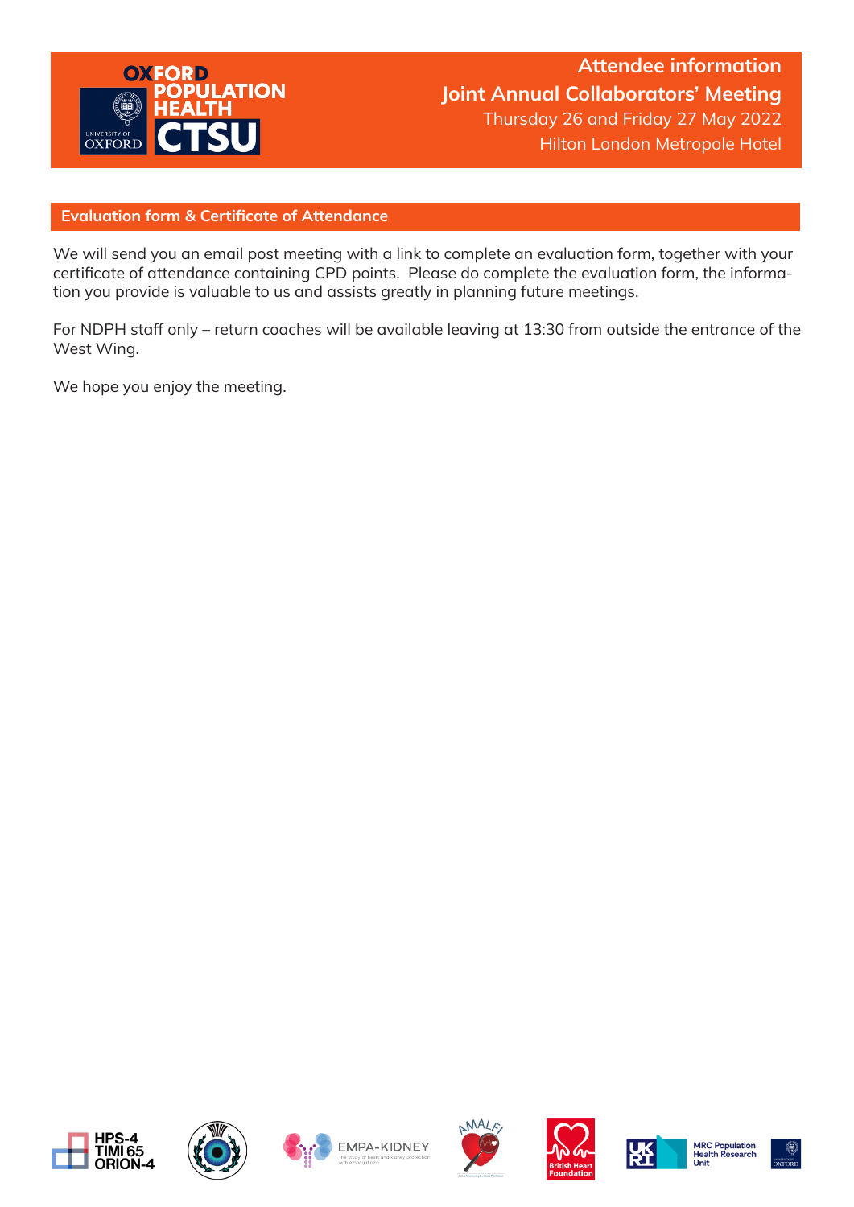## Evaluation form & Certificate of Attendance

We will send you an email post meeting with a link to complete an evaluation form, together with your certificate of attendance containing CPD points. Please do complete the evaluation form, the information you provide is valuable to us and assists greatly in planning future meetings.

For NDPH staff only – return coaches will be available leaving at 13:30 from outside the entrance of the West Wing.

We hope you enjoy the meeting.